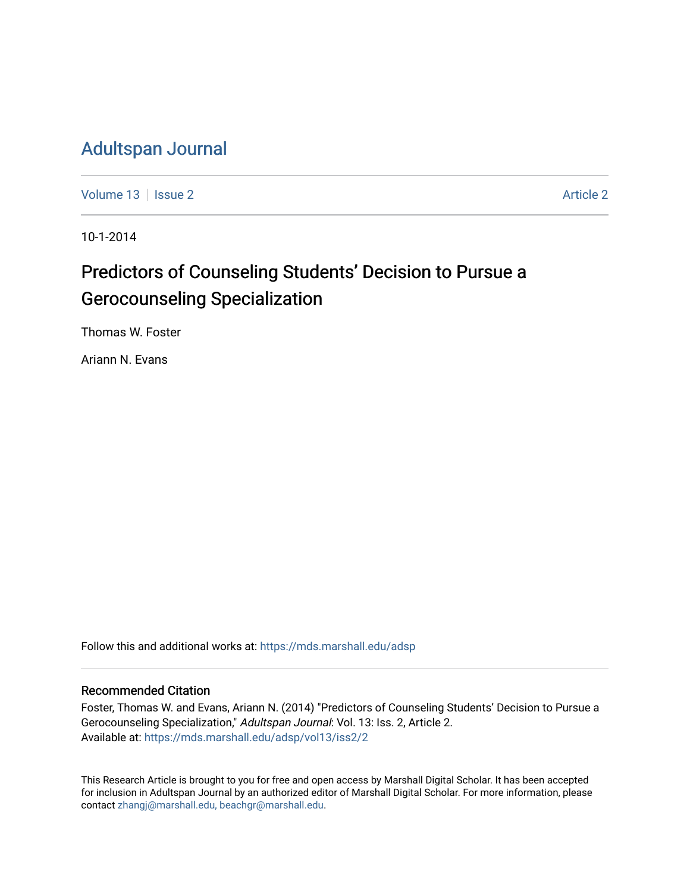# Adultspan Journal

Volume 13 | Issue 2 | Article 2

10-1-2014

## Predictors of Counseling Students' Decision to Pursue a Gerocounseling Specialization

Thomas W. Foster

Ariann N. Evans

Follow this and additional works at: https://mds.marshall.edu/adsp

### Recommended Citation

Foster, Thomas W. and Evans, Ariann N. (2014) "Predictors of Counseling Students' Decision to Pursue a Gerocounseling Specialization," *Adultspan Journal*: Vol. 13: Iss. 2, Article 2.
Available at: https://mds.marshall.edu/adsp/vol13/iss2/2

This Research Article is brought to you for free and open access by Marshall Digital Scholar. It has been accepted for inclusion in Adultspan Journal by an authorized editor of Marshall Digital Scholar. For more information, please contact zhangj@marshall.edu, beachgr@marshall.edu.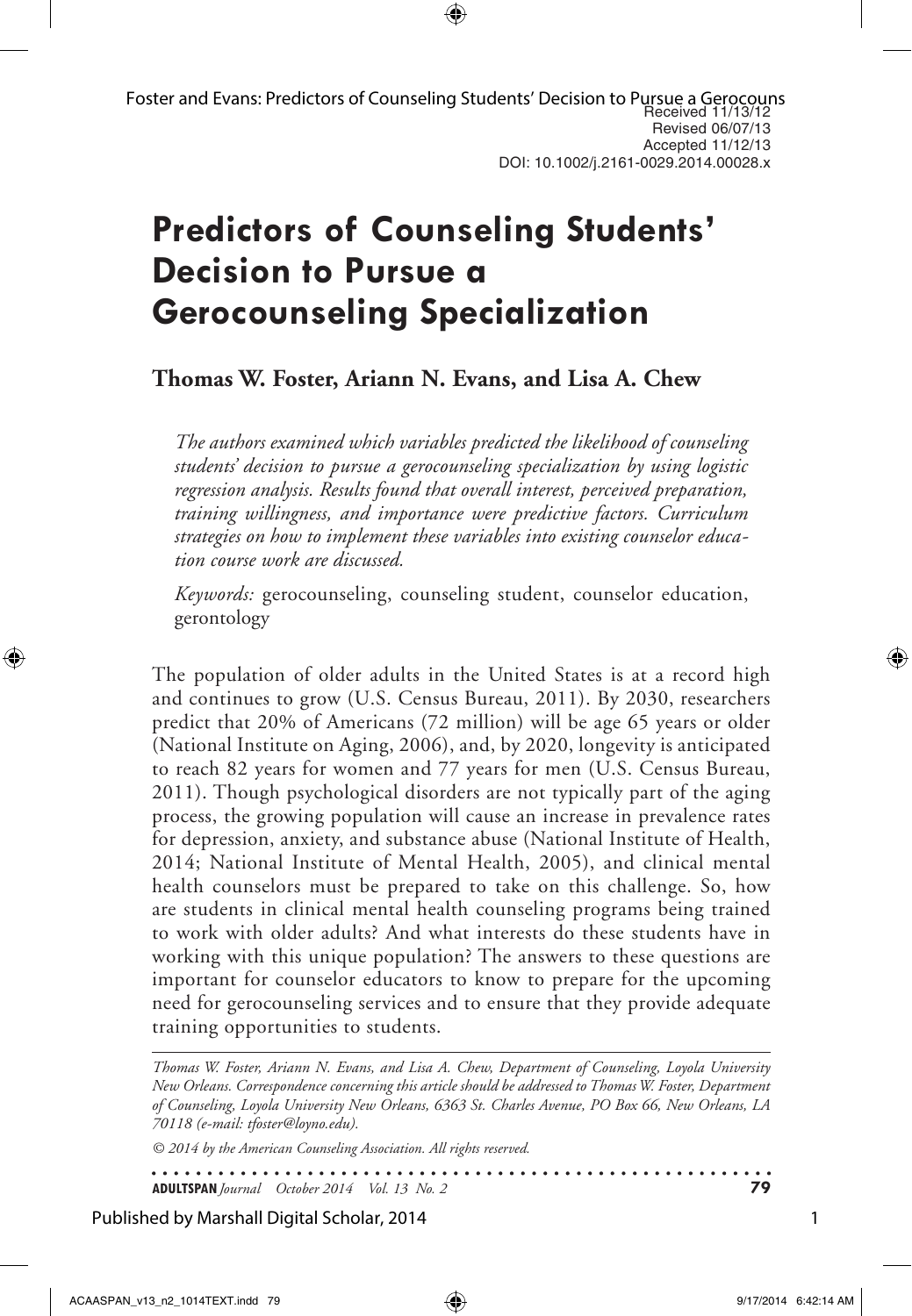Received 11/13/12
Revised 06/07/13
Accepted 11/12/13
DOI: 10.1002/j.2161-0029.2014.00028.x

# Predictors of Counseling Students' Decision to Pursue a Gerocounseling Specialization

**Thomas W. Foster, Ariann N. Evans, and Lisa A. Chew**

*The authors examined which variables predicted the likelihood of counseling students' decision to pursue a gerocounseling specialization by using logistic regression analysis. Results found that overall interest, perceived preparation, training willingness, and importance were predictive factors. Curriculum strategies on how to implement these variables into existing counselor education course work are discussed.*

*Keywords:* gerocounseling, counseling student, counselor education, gerontology

The population of older adults in the United States is at a record high and continues to grow (U.S. Census Bureau, 2011). By 2030, researchers predict that 20% of Americans (72 million) will be age 65 years or older (National Institute on Aging, 2006), and, by 2020, longevity is anticipated to reach 82 years for women and 77 years for men (U.S. Census Bureau, 2011). Though psychological disorders are not typically part of the aging process, the growing population will cause an increase in prevalence rates for depression, anxiety, and substance abuse (National Institute of Health, 2014; National Institute of Mental Health, 2005), and clinical mental health counselors must be prepared to take on this challenge. So, how are students in clinical mental health counseling programs being trained to work with older adults? And what interests do these students have in working with this unique population? The answers to these questions are important for counselor educators to know to prepare for the upcoming need for gerocounseling services and to ensure that they provide adequate training opportunities to students.

*Thomas W. Foster, Ariann N. Evans, and Lisa A. Chew, Department of Counseling, Loyola University New Orleans. Correspondence concerning this article should be addressed to Thomas W. Foster, Department of Counseling, Loyola University New Orleans, 6363 St. Charles Avenue, PO Box 66, New Orleans, LA 70118 (e-mail: tfoster@loyno.edu).*

*© 2014 by the American Counseling Association. All rights reserved.*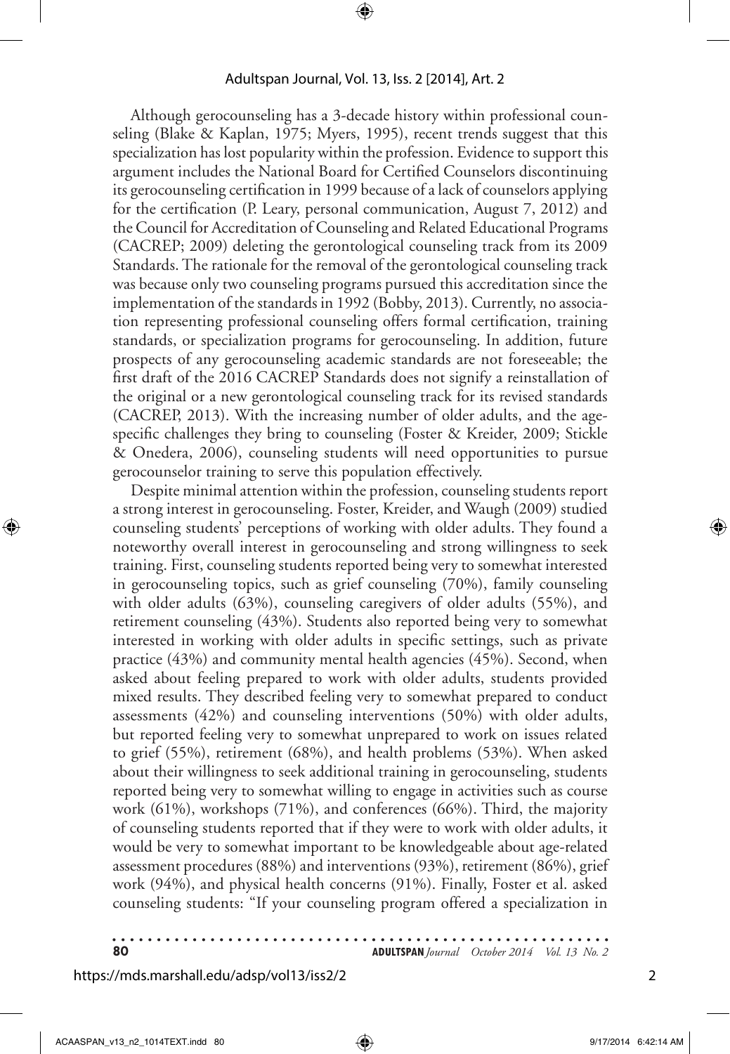Although gerocounseling has a 3-decade history within professional counseling (Blake & Kaplan, 1975; Myers, 1995), recent trends suggest that this specialization has lost popularity within the profession. Evidence to support this argument includes the National Board for Certified Counselors discontinuing its gerocounseling certification in 1999 because of a lack of counselors applying for the certification (P. Leary, personal communication, August 7, 2012) and the Council for Accreditation of Counseling and Related Educational Programs (CACREP; 2009) deleting the gerontological counseling track from its 2009 Standards. The rationale for the removal of the gerontological counseling track was because only two counseling programs pursued this accreditation since the implementation of the standards in 1992 (Bobby, 2013). Currently, no association representing professional counseling offers formal certification, training standards, or specialization programs for gerocounseling. In addition, future prospects of any gerocounseling academic standards are not foreseeable; the first draft of the 2016 CACREP Standards does not signify a reinstallation of the original or a new gerontological counseling track for its revised standards (CACREP, 2013). With the increasing number of older adults, and the age-specific challenges they bring to counseling (Foster & Kreider, 2009; Stickle & Onedera, 2006), counseling students will need opportunities to pursue gerocounselor training to serve this population effectively.

Despite minimal attention within the profession, counseling students report a strong interest in gerocounseling. Foster, Kreider, and Waugh (2009) studied counseling students' perceptions of working with older adults. They found a noteworthy overall interest in gerocounseling and strong willingness to seek training. First, counseling students reported being very to somewhat interested in gerocounseling topics, such as grief counseling (70%), family counseling with older adults (63%), counseling caregivers of older adults (55%), and retirement counseling (43%). Students also reported being very to somewhat interested in working with older adults in specific settings, such as private practice (43%) and community mental health agencies (45%). Second, when asked about feeling prepared to work with older adults, students provided mixed results. They described feeling very to somewhat prepared to conduct assessments (42%) and counseling interventions (50%) with older adults, but reported feeling very to somewhat unprepared to work on issues related to grief (55%), retirement (68%), and health problems (53%). When asked about their willingness to seek additional training in gerocounseling, students reported being very to somewhat willing to engage in activities such as course work (61%), workshops (71%), and conferences (66%). Third, the majority of counseling students reported that if they were to work with older adults, it would be very to somewhat important to be knowledgeable about age-related assessment procedures (88%) and interventions (93%), retirement (86%), grief work (94%), and physical health concerns (91%). Finally, Foster et al. asked counseling students: "If your counseling program offered a specialization in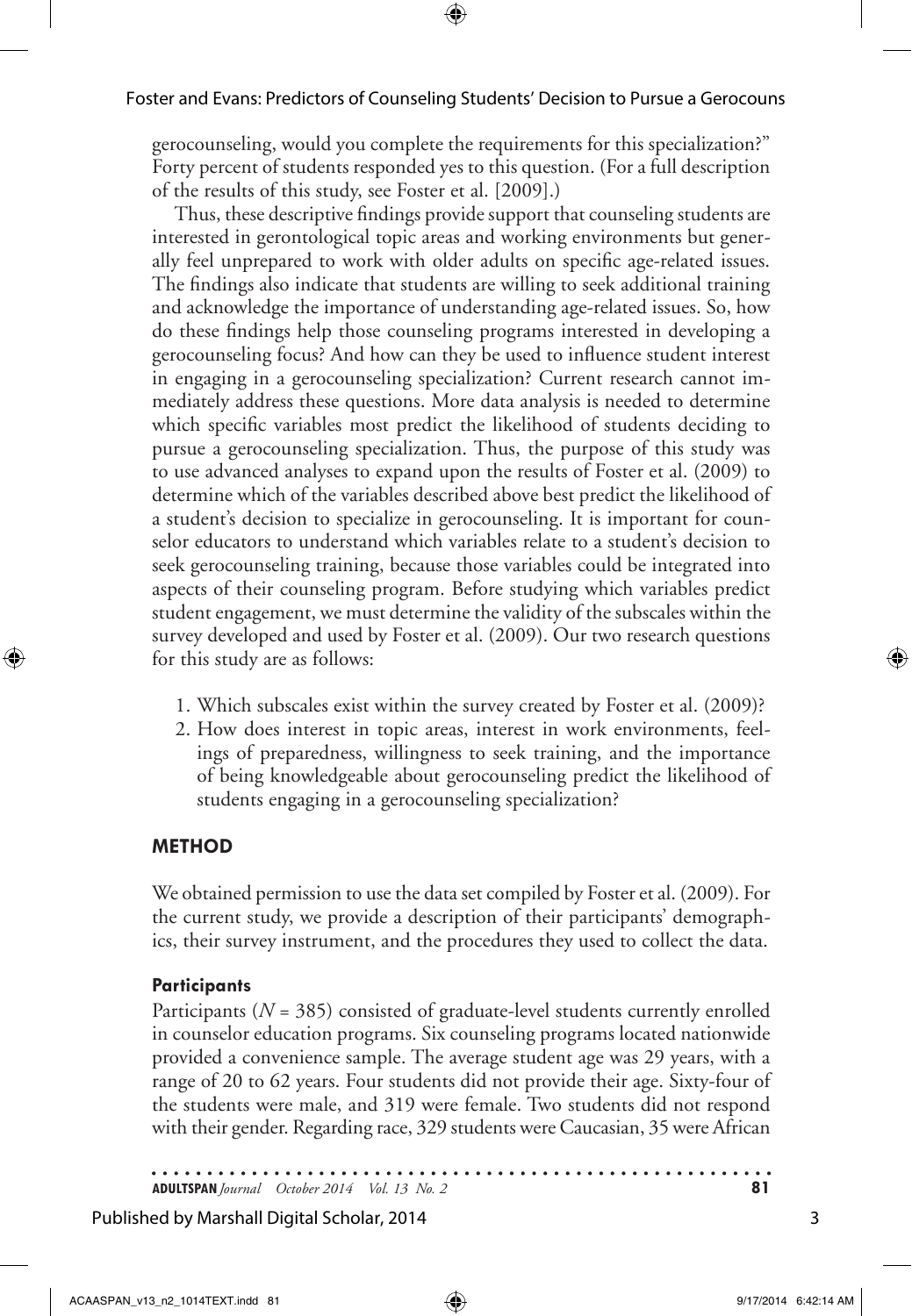gerocounseling, would you complete the requirements for this specialization?" Forty percent of students responded yes to this question. (For a full description of the results of this study, see Foster et al. [2009].)

Thus, these descriptive findings provide support that counseling students are interested in gerontological topic areas and working environments but generally feel unprepared to work with older adults on specific age-related issues. The findings also indicate that students are willing to seek additional training and acknowledge the importance of understanding age-related issues. So, how do these findings help those counseling programs interested in developing a gerocounseling focus? And how can they be used to influence student interest in engaging in a gerocounseling specialization? Current research cannot immediately address these questions. More data analysis is needed to determine which specific variables most predict the likelihood of students deciding to pursue a gerocounseling specialization. Thus, the purpose of this study was to use advanced analyses to expand upon the results of Foster et al. (2009) to determine which of the variables described above best predict the likelihood of a student's decision to specialize in gerocounseling. It is important for counselor educators to understand which variables relate to a student's decision to seek gerocounseling training, because those variables could be integrated into aspects of their counseling program. Before studying which variables predict student engagement, we must determine the validity of the subscales within the survey developed and used by Foster et al. (2009). Our two research questions for this study are as follows:

1. Which subscales exist within the survey created by Foster et al. (2009)?
2. How does interest in topic areas, interest in work environments, feelings of preparedness, willingness to seek training, and the importance of being knowledgeable about gerocounseling predict the likelihood of students engaging in a gerocounseling specialization?

## METHOD

We obtained permission to use the data set compiled by Foster et al. (2009). For the current study, we provide a description of their participants' demographics, their survey instrument, and the procedures they used to collect the data.

### Participants

Participants ($N = 385$) consisted of graduate-level students currently enrolled in counselor education programs. Six counseling programs located nationwide provided a convenience sample. The average student age was 29 years, with a range of 20 to 62 years. Four students did not provide their age. Sixty-four of the students were male, and 319 were female. Two students did not respond with their gender. Regarding race, 329 students were Caucasian, 35 were African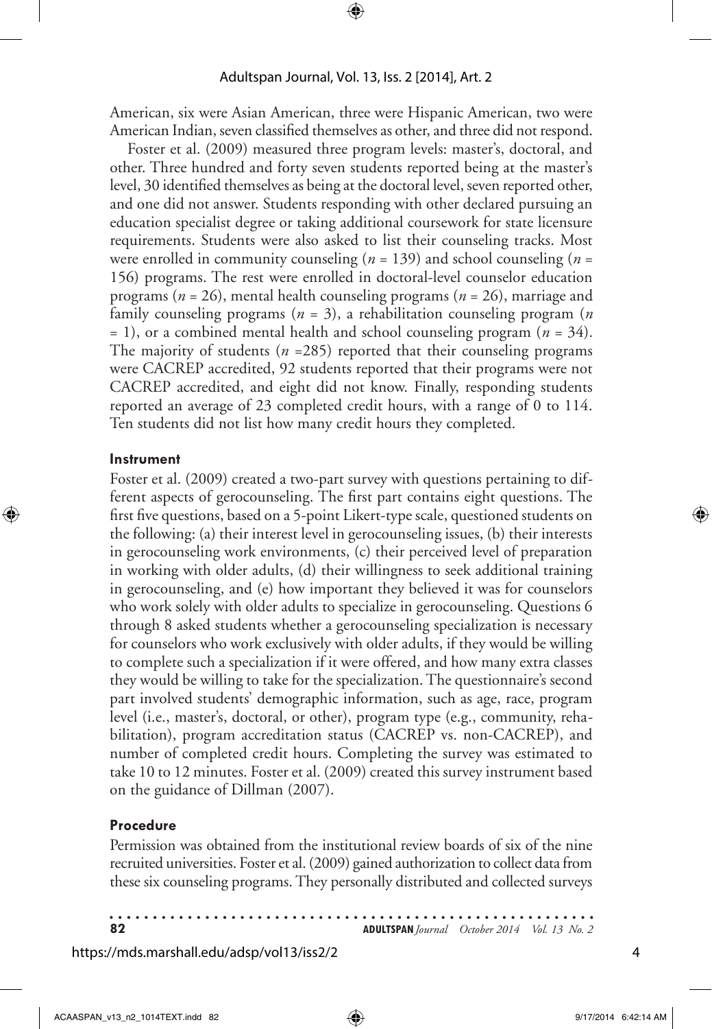American, six were Asian American, three were Hispanic American, two were American Indian, seven classified themselves as other, and three did not respond.

Foster et al. (2009) measured three program levels: master's, doctoral, and other. Three hundred and forty seven students reported being at the master's level, 30 identified themselves as being at the doctoral level, seven reported other, and one did not answer. Students responding with other declared pursuing an education specialist degree or taking additional coursework for state licensure requirements. Students were also asked to list their counseling tracks. Most were enrolled in community counseling ($n$ = 139) and school counseling ($n$ = 156) programs. The rest were enrolled in doctoral-level counselor education programs ($n$ = 26), mental health counseling programs ($n$ = 26), marriage and family counseling programs ($n$ = 3), a rehabilitation counseling program ($n$ = 1), or a combined mental health and school counseling program ($n$ = 34). The majority of students ($n$ =285) reported that their counseling programs were CACREP accredited, 92 students reported that their programs were not CACREP accredited, and eight did not know. Finally, responding students reported an average of 23 completed credit hours, with a range of 0 to 114. Ten students did not list how many credit hours they completed.

### Instrument

Foster et al. (2009) created a two-part survey with questions pertaining to different aspects of gerocounseling. The first part contains eight questions. The first five questions, based on a 5-point Likert-type scale, questioned students on the following: (a) their interest level in gerocounseling issues, (b) their interests in gerocounseling work environments, (c) their perceived level of preparation in working with older adults, (d) their willingness to seek additional training in gerocounseling, and (e) how important they believed it was for counselors who work solely with older adults to specialize in gerocounseling. Questions 6 through 8 asked students whether a gerocounseling specialization is necessary for counselors who work exclusively with older adults, if they would be willing to complete such a specialization if it were offered, and how many extra classes they would be willing to take for the specialization. The questionnaire's second part involved students' demographic information, such as age, race, program level (i.e., master's, doctoral, or other), program type (e.g., community, rehabilitation), program accreditation status (CACREP vs. non-CACREP), and number of completed credit hours. Completing the survey was estimated to take 10 to 12 minutes. Foster et al. (2009) created this survey instrument based on the guidance of Dillman (2007).

### Procedure

Permission was obtained from the institutional review boards of six of the nine recruited universities. Foster et al. (2009) gained authorization to collect data from these six counseling programs. They personally distributed and collected surveys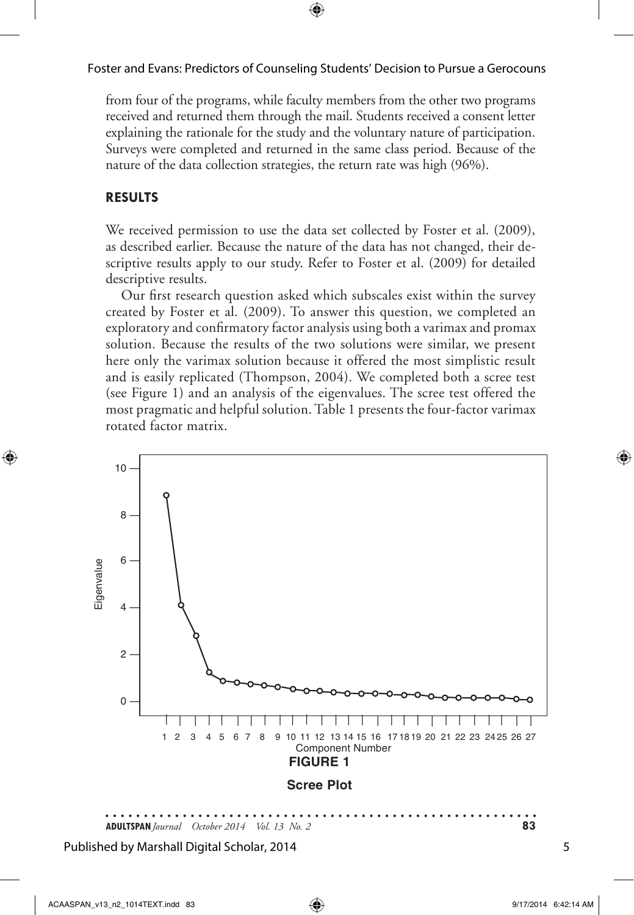from four of the programs, while faculty members from the other two programs received and returned them through the mail. Students received a consent letter explaining the rationale for the study and the voluntary nature of participation. Surveys were completed and returned in the same class period. Because of the nature of the data collection strategies, the return rate was high (96%).

## RESULTS

We received permission to use the data set collected by Foster et al. (2009), as described earlier. Because the nature of the data has not changed, their descriptive results apply to our study. Refer to Foster et al. (2009) for detailed descriptive results.

Our first research question asked which subscales exist within the survey created by Foster et al. (2009). To answer this question, we completed an exploratory and confirmatory factor analysis using both a varimax and promax solution. Because the results of the two solutions were similar, we present here only the varimax solution because it offered the most simplistic result and is easily replicated (Thompson, 2004). We completed both a scree test (see Figure 1) and an analysis of the eigenvalues. The scree test offered the most pragmatic and helpful solution. Table 1 presents the four-factor varimax rotated factor matrix.

**FIGURE 1**

**Scree Plot**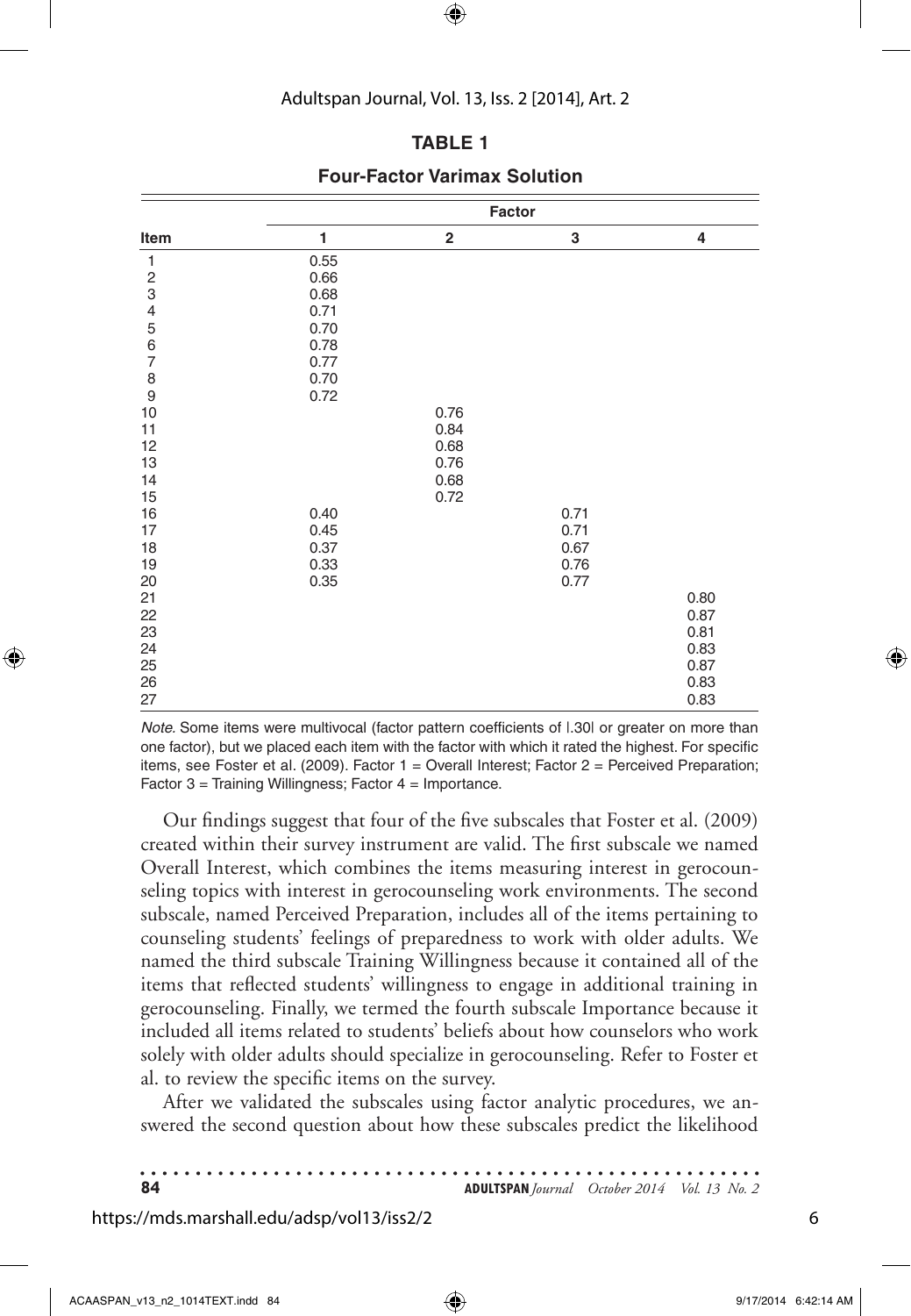**TABLE 1**

**Four-Factor Varimax Solution**

| Item | Factor 1 | Factor 2 | Factor 3 | Factor 4 |
|---|---|---|---|---|
| 1 | 0.55 | | | |
| 2 | 0.66 | | | |
| 3 | 0.68 | | | |
| 4 | 0.71 | | | |
| 5 | 0.70 | | | |
| 6 | 0.78 | | | |
| 7 | 0.77 | | | |
| 8 | 0.70 | | | |
| 9 | 0.72 | | | |
| 10 | | 0.76 | | |
| 11 | | 0.84 | | |
| 12 | | 0.68 | | |
| 13 | | 0.76 | | |
| 14 | | 0.68 | | |
| 15 | | 0.72 | | |
| 16 | 0.40 | | 0.71 | |
| 17 | 0.45 | | 0.71 | |
| 18 | 0.37 | | 0.67 | |
| 19 | 0.33 | | 0.76 | |
| 20 | 0.35 | | 0.77 | |
| 21 | | | | 0.80 |
| 22 | | | | 0.87 |
| 23 | | | | 0.81 |
| 24 | | | | 0.83 |
| 25 | | | | 0.87 |
| 26 | | | | 0.83 |
| 27 | | | | 0.83 |

*Note.* Some items were multivocal (factor pattern coefficients of |.30| or greater on more than one factor), but we placed each item with the factor with which it rated the highest. For specific items, see Foster et al. (2009). Factor 1 = Overall Interest; Factor 2 = Perceived Preparation; Factor 3 = Training Willingness; Factor 4 = Importance.

Our findings suggest that four of the five subscales that Foster et al. (2009) created within their survey instrument are valid. The first subscale we named Overall Interest, which combines the items measuring interest in gerocounseling topics with interest in gerocounseling work environments. The second subscale, named Perceived Preparation, includes all of the items pertaining to counseling students' feelings of preparedness to work with older adults. We named the third subscale Training Willingness because it contained all of the items that reflected students' willingness to engage in additional training in gerocounseling. Finally, we termed the fourth subscale Importance because it included all items related to students' beliefs about how counselors who work solely with older adults should specialize in gerocounseling. Refer to Foster et al. to review the specific items on the survey.

After we validated the subscales using factor analytic procedures, we answered the second question about how these subscales predict the likelihood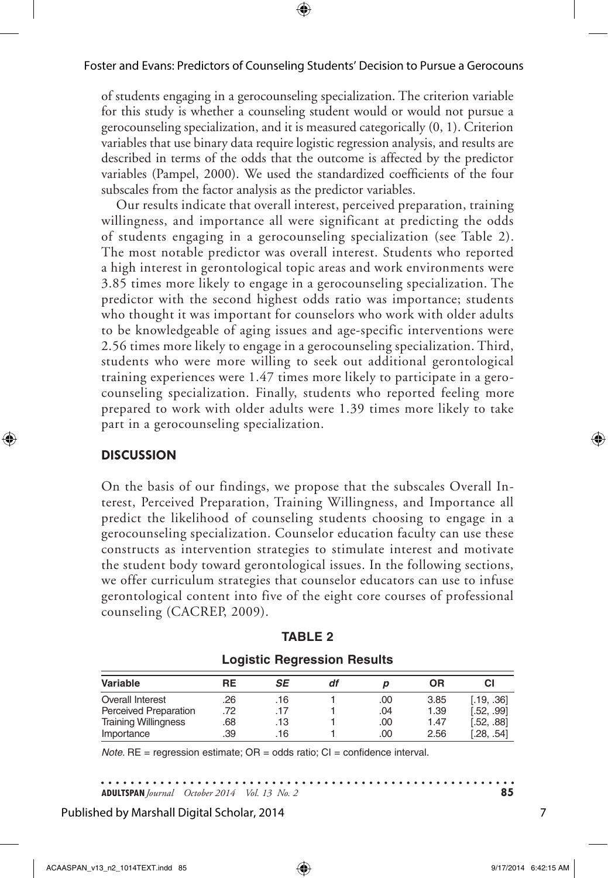of students engaging in a gerocounseling specialization. The criterion variable for this study is whether a counseling student would or would not pursue a gerocounseling specialization, and it is measured categorically (0, 1). Criterion variables that use binary data require logistic regression analysis, and results are described in terms of the odds that the outcome is affected by the predictor variables (Pampel, 2000). We used the standardized coefficients of the four subscales from the factor analysis as the predictor variables.

Our results indicate that overall interest, perceived preparation, training willingness, and importance all were significant at predicting the odds of students engaging in a gerocounseling specialization (see Table 2). The most notable predictor was overall interest. Students who reported a high interest in gerontological topic areas and work environments were 3.85 times more likely to engage in a gerocounseling specialization. The predictor with the second highest odds ratio was importance; students who thought it was important for counselors who work with older adults to be knowledgeable of aging issues and age-specific interventions were 2.56 times more likely to engage in a gerocounseling specialization. Third, students who were more willing to seek out additional gerontological training experiences were 1.47 times more likely to participate in a gerocounseling specialization. Finally, students who reported feeling more prepared to work with older adults were 1.39 times more likely to take part in a gerocounseling specialization.

## DISCUSSION

On the basis of our findings, we propose that the subscales Overall Interest, Perceived Preparation, Training Willingness, and Importance all predict the likelihood of counseling students choosing to engage in a gerocounseling specialization. Counselor education faculty can use these constructs as intervention strategies to stimulate interest and motivate the student body toward gerontological issues. In the following sections, we offer curriculum strategies that counselor educators can use to infuse gerontological content into five of the eight core courses of professional counseling (CACREP, 2009).

**TABLE 2**

**Logistic Regression Results**

| Variable | RE | *SE* | *df* | *p* | OR | CI |
|---|---|---|---|---|---|---|
| Overall Interest | .26 | .16 | 1 | .00 | 3.85 | [.19, .36] |
| Perceived Preparation | .72 | .17 | 1 | .04 | 1.39 | [.52, .99] |
| Training Willingness | .68 | .13 | 1 | .00 | 1.47 | [.52, .88] |
| Importance | .39 | .16 | 1 | .00 | 2.56 | [.28, .54] |

*Note.* RE = regression estimate; OR = odds ratio; CI = confidence interval.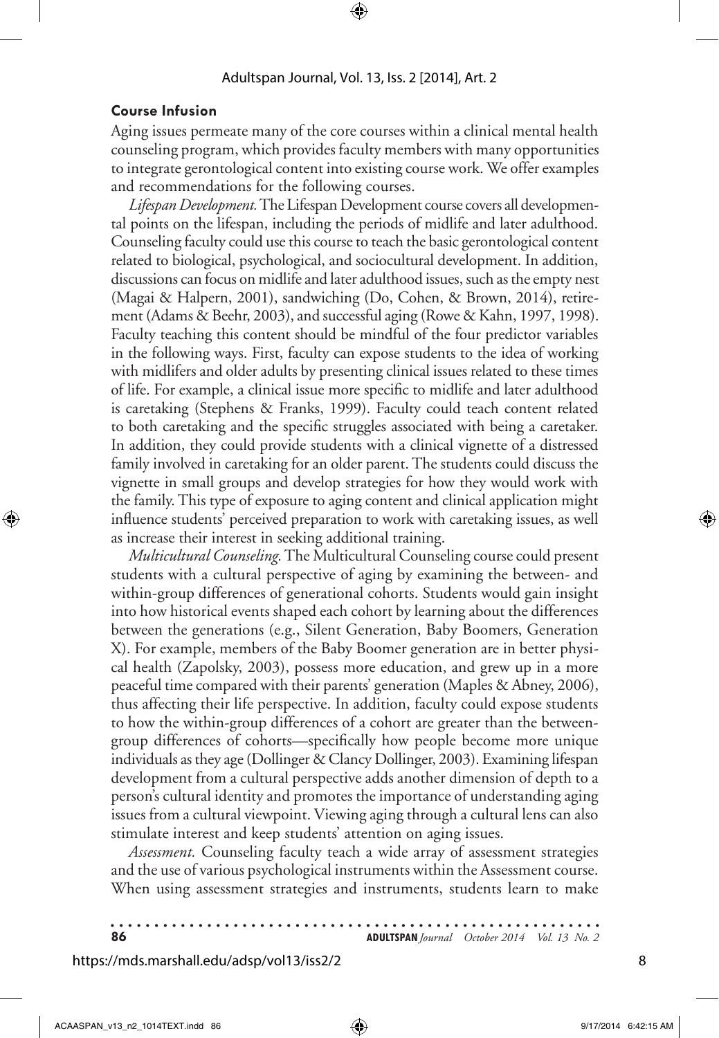### Course Infusion

Aging issues permeate many of the core courses within a clinical mental health counseling program, which provides faculty members with many opportunities to integrate gerontological content into existing course work. We offer examples and recommendations for the following courses.

*Lifespan Development.* The Lifespan Development course covers all developmental points on the lifespan, including the periods of midlife and later adulthood. Counseling faculty could use this course to teach the basic gerontological content related to biological, psychological, and sociocultural development. In addition, discussions can focus on midlife and later adulthood issues, such as the empty nest (Magai & Halpern, 2001), sandwiching (Do, Cohen, & Brown, 2014), retirement (Adams & Beehr, 2003), and successful aging (Rowe & Kahn, 1997, 1998). Faculty teaching this content should be mindful of the four predictor variables in the following ways. First, faculty can expose students to the idea of working with midlifers and older adults by presenting clinical issues related to these times of life. For example, a clinical issue more specific to midlife and later adulthood is caretaking (Stephens & Franks, 1999). Faculty could teach content related to both caretaking and the specific struggles associated with being a caretaker. In addition, they could provide students with a clinical vignette of a distressed family involved in caretaking for an older parent. The students could discuss the vignette in small groups and develop strategies for how they would work with the family. This type of exposure to aging content and clinical application might influence students' perceived preparation to work with caretaking issues, as well as increase their interest in seeking additional training.

*Multicultural Counseling.* The Multicultural Counseling course could present students with a cultural perspective of aging by examining the between- and within-group differences of generational cohorts. Students would gain insight into how historical events shaped each cohort by learning about the differences between the generations (e.g., Silent Generation, Baby Boomers, Generation X). For example, members of the Baby Boomer generation are in better physical health (Zapolsky, 2003), possess more education, and grew up in a more peaceful time compared with their parents' generation (Maples & Abney, 2006), thus affecting their life perspective. In addition, faculty could expose students to how the within-group differences of a cohort are greater than the between-group differences of cohorts—specifically how people become more unique individuals as they age (Dollinger & Clancy Dollinger, 2003). Examining lifespan development from a cultural perspective adds another dimension of depth to a person's cultural identity and promotes the importance of understanding aging issues from a cultural viewpoint. Viewing aging through a cultural lens can also stimulate interest and keep students' attention on aging issues.

*Assessment.* Counseling faculty teach a wide array of assessment strategies and the use of various psychological instruments within the Assessment course. When using assessment strategies and instruments, students learn to make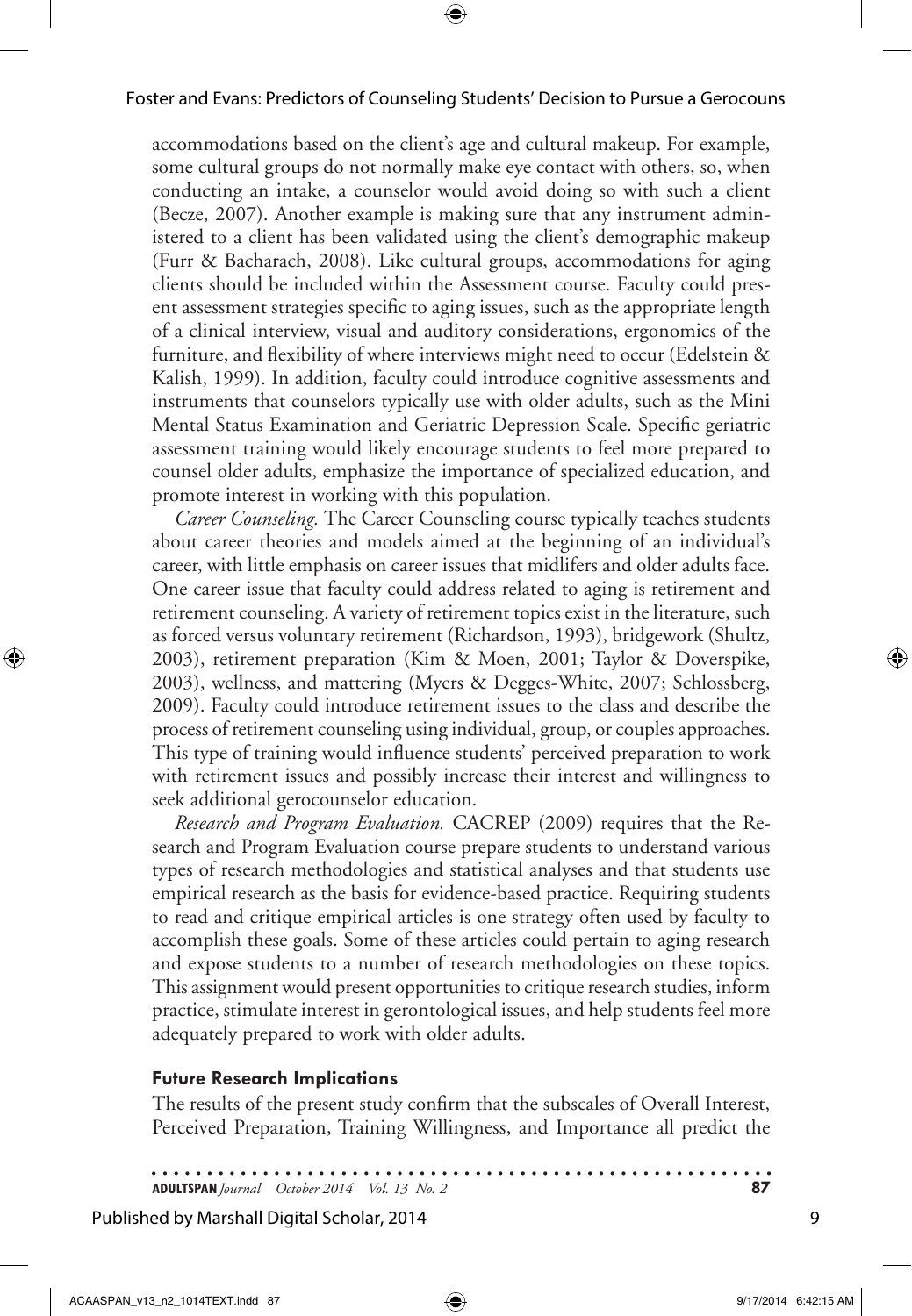accommodations based on the client's age and cultural makeup. For example, some cultural groups do not normally make eye contact with others, so, when conducting an intake, a counselor would avoid doing so with such a client (Becze, 2007). Another example is making sure that any instrument administered to a client has been validated using the client's demographic makeup (Furr & Bacharach, 2008). Like cultural groups, accommodations for aging clients should be included within the Assessment course. Faculty could present assessment strategies specific to aging issues, such as the appropriate length of a clinical interview, visual and auditory considerations, ergonomics of the furniture, and flexibility of where interviews might need to occur (Edelstein & Kalish, 1999). In addition, faculty could introduce cognitive assessments and instruments that counselors typically use with older adults, such as the Mini Mental Status Examination and Geriatric Depression Scale. Specific geriatric assessment training would likely encourage students to feel more prepared to counsel older adults, emphasize the importance of specialized education, and promote interest in working with this population.

*Career Counseling.* The Career Counseling course typically teaches students about career theories and models aimed at the beginning of an individual's career, with little emphasis on career issues that midlifers and older adults face. One career issue that faculty could address related to aging is retirement and retirement counseling. A variety of retirement topics exist in the literature, such as forced versus voluntary retirement (Richardson, 1993), bridgework (Shultz, 2003), retirement preparation (Kim & Moen, 2001; Taylor & Doverspike, 2003), wellness, and mattering (Myers & Degges-White, 2007; Schlossberg, 2009). Faculty could introduce retirement issues to the class and describe the process of retirement counseling using individual, group, or couples approaches. This type of training would influence students' perceived preparation to work with retirement issues and possibly increase their interest and willingness to seek additional gerocounselor education.

*Research and Program Evaluation.* CACREP (2009) requires that the Research and Program Evaluation course prepare students to understand various types of research methodologies and statistical analyses and that students use empirical research as the basis for evidence-based practice. Requiring students to read and critique empirical articles is one strategy often used by faculty to accomplish these goals. Some of these articles could pertain to aging research and expose students to a number of research methodologies on these topics. This assignment would present opportunities to critique research studies, inform practice, stimulate interest in gerontological issues, and help students feel more adequately prepared to work with older adults.

### Future Research Implications

The results of the present study confirm that the subscales of Overall Interest, Perceived Preparation, Training Willingness, and Importance all predict the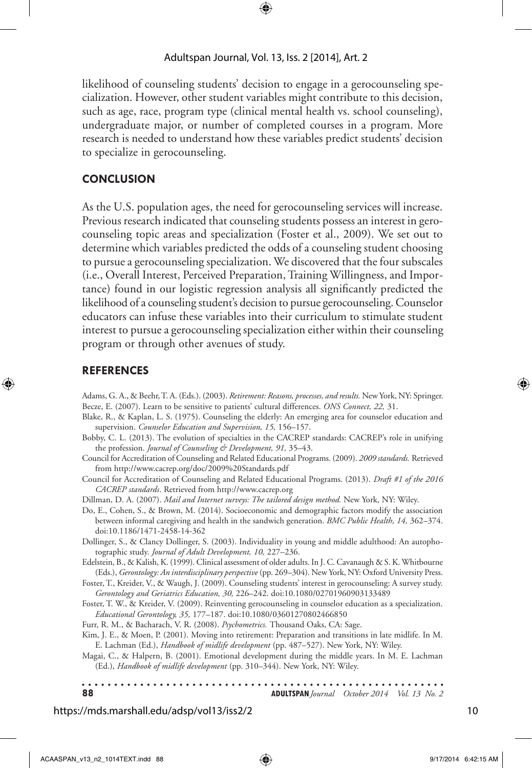likelihood of counseling students' decision to engage in a gerocounseling specialization. However, other student variables might contribute to this decision, such as age, race, program type (clinical mental health vs. school counseling), undergraduate major, or number of completed courses in a program. More research is needed to understand how these variables predict students' decision to specialize in gerocounseling.

## CONCLUSION

As the U.S. population ages, the need for gerocounseling services will increase. Previous research indicated that counseling students possess an interest in gerocounseling topic areas and specialization (Foster et al., 2009). We set out to determine which variables predicted the odds of a counseling student choosing to pursue a gerocounseling specialization. We discovered that the four subscales (i.e., Overall Interest, Perceived Preparation, Training Willingness, and Importance) found in our logistic regression analysis all significantly predicted the likelihood of a counseling student's decision to pursue gerocounseling. Counselor educators can infuse these variables into their curriculum to stimulate student interest to pursue a gerocounseling specialization either within their counseling program or through other avenues of study.

## REFERENCES

Adams, G. A., & Beehr, T. A. (Eds.). (2003). *Retirement: Reasons, processes, and results.* New York, NY: Springer.

Becze, E. (2007). Learn to be sensitive to patients' cultural differences. *ONS Connect, 22,* 31.

Blake, R., & Kaplan, L. S. (1975). Counseling the elderly: An emerging area for counselor education and supervision. *Counselor Education and Supervision, 15,* 156–157.

Bobby, C. L. (2013). The evolution of specialties in the CACREP standards: CACREP's role in unifying the profession. *Journal of Counseling & Development, 91,* 35–43.

Council for Accreditation of Counseling and Related Educational Programs. (2009). *2009 standards.* Retrieved from http://www.cacrep.org/doc/2009%20Standards.pdf

Council for Accreditation of Counseling and Related Educational Programs. (2013). *Draft #1 of the 2016 CACREP standards*. Retrieved from http://www.cacrep.org

Dillman, D. A. (2007). *Mail and Internet surveys: The tailored design method.* New York, NY: Wiley.

Do, E., Cohen, S., & Brown, M. (2014). Socioeconomic and demographic factors modify the association between informal caregiving and health in the sandwich generation. *BMC Public Health, 14,* 362–374. doi:10.1186/1471-2458-14-362

Dollinger, S., & Clancy Dollinger, S. (2003). Individuality in young and middle adulthood: An autophotographic study. *Journal of Adult Development, 10,* 227–236.

Edelstein, B., & Kalish, K. (1999). Clinical assessment of older adults. In J. C. Cavanaugh & S. K. Whitbourne (Eds.), *Gerontology: An interdisciplinary perspective* (pp. 269–304). New York, NY: Oxford University Press.

Foster, T., Kreider, V., & Waugh, J. (2009). Counseling students' interest in gerocounseling: A survey study. *Gerontology and Geriatrics Education, 30,* 226–242. doi:10.1080/02701960903133489

Foster, T. W., & Kreider, V. (2009). Reinventing gerocounseling in counselor education as a specialization. *Educational Gerontology, 35,* 177–187. doi:10.1080/03601270802466850

Furr, R. M., & Bacharach, V. R. (2008). *Psychometrics.* Thousand Oaks, CA: Sage.

Kim, J. E., & Moen, P. (2001). Moving into retirement: Preparation and transitions in late midlife. In M. E. Lachman (Ed.), *Handbook of midlife development* (pp. 487–527). New York, NY: Wiley.

Magai, C., & Halpern, B. (2001). Emotional development during the middle years. In M. E. Lachman (Ed.), *Handbook of midlife development* (pp. 310–344). New York, NY: Wiley.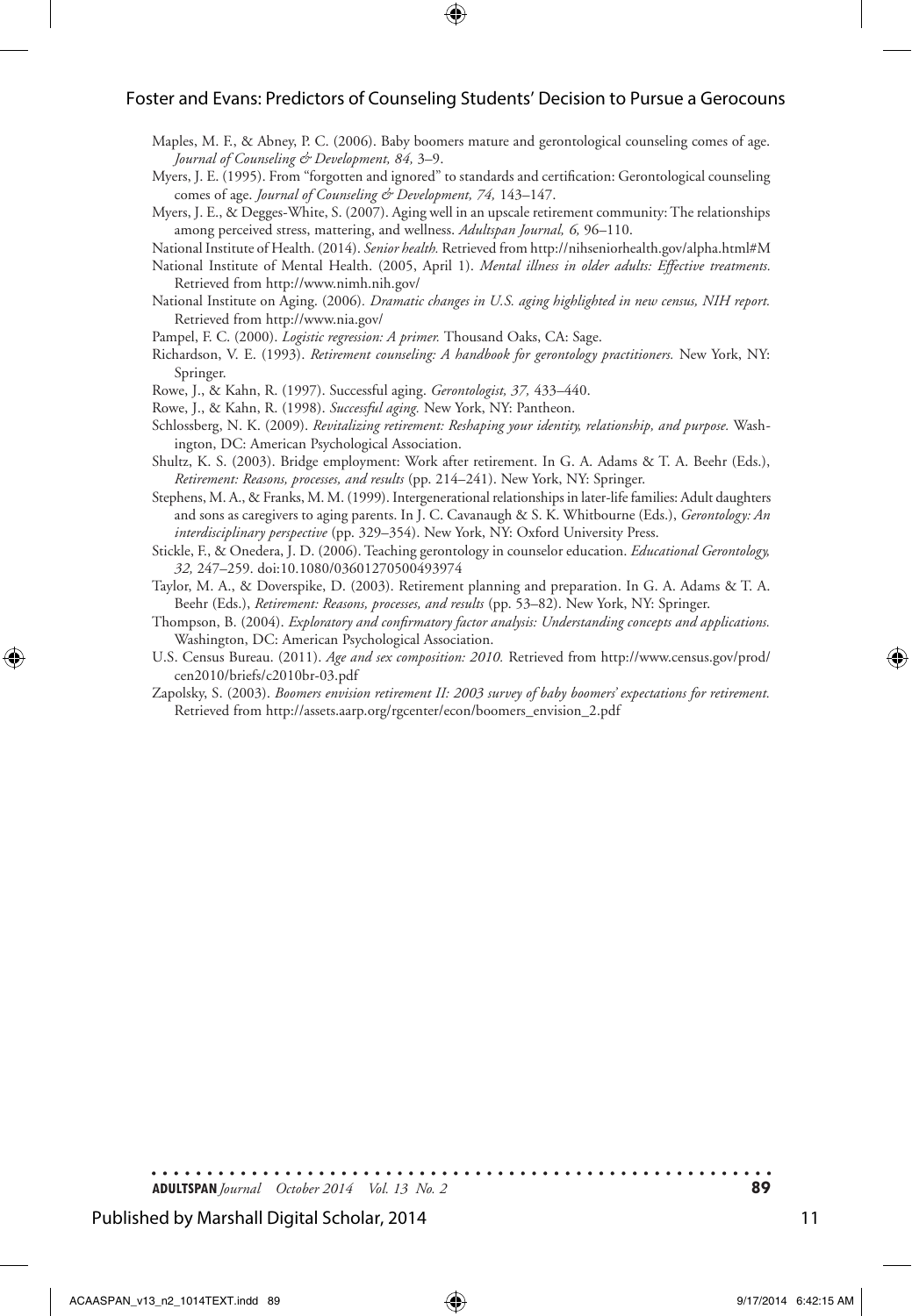Maples, M. F., & Abney, P. C. (2006). Baby boomers mature and gerontological counseling comes of age. *Journal of Counseling & Development, 84,* 3–9.

Myers, J. E. (1995). From "forgotten and ignored" to standards and certification: Gerontological counseling comes of age. *Journal of Counseling & Development, 74,* 143–147.

Myers, J. E., & Degges-White, S. (2007). Aging well in an upscale retirement community: The relationships among perceived stress, mattering, and wellness. *Adultspan Journal, 6,* 96–110.

National Institute of Health. (2014). *Senior health.* Retrieved from http://nihseniorhealth.gov/alpha.html#M

National Institute of Mental Health. (2005, April 1). *Mental illness in older adults: Effective treatments.* Retrieved from http://www.nimh.nih.gov/

National Institute on Aging. (2006). *Dramatic changes in U.S. aging highlighted in new census, NIH report.* Retrieved from http://www.nia.gov/

Pampel, F. C. (2000). *Logistic regression: A primer.* Thousand Oaks, CA: Sage.

Richardson, V. E. (1993). *Retirement counseling: A handbook for gerontology practitioners.* New York, NY: Springer.

Rowe, J., & Kahn, R. (1997). Successful aging. *Gerontologist, 37,* 433–440.

Rowe, J., & Kahn, R. (1998). *Successful aging.* New York, NY: Pantheon.

Schlossberg, N. K. (2009). *Revitalizing retirement: Reshaping your identity, relationship, and purpose.* Washington, DC: American Psychological Association.

Shultz, K. S. (2003). Bridge employment: Work after retirement. In G. A. Adams & T. A. Beehr (Eds.), *Retirement: Reasons, processes, and results* (pp. 214–241). New York, NY: Springer.

Stephens, M. A., & Franks, M. M. (1999). Intergenerational relationships in later-life families: Adult daughters and sons as caregivers to aging parents. In J. C. Cavanaugh & S. K. Whitbourne (Eds.), *Gerontology: An interdisciplinary perspective* (pp. 329–354). New York, NY: Oxford University Press.

Stickle, F., & Onedera, J. D. (2006). Teaching gerontology in counselor education. *Educational Gerontology, 32,* 247–259. doi:10.1080/03601270500493974

Taylor, M. A., & Doverspike, D. (2003). Retirement planning and preparation. In G. A. Adams & T. A. Beehr (Eds.), *Retirement: Reasons, processes, and results* (pp. 53–82). New York, NY: Springer.

Thompson, B. (2004). *Exploratory and confirmatory factor analysis: Understanding concepts and applications.* Washington, DC: American Psychological Association.

U.S. Census Bureau. (2011). *Age and sex composition: 2010.* Retrieved from http://www.census.gov/prod/cen2010/briefs/c2010br-03.pdf

Zapolsky, S. (2003). *Boomers envision retirement II: 2003 survey of baby boomers' expectations for retirement.* Retrieved from http://assets.aarp.org/rgcenter/econ/boomers_envision_2.pdf